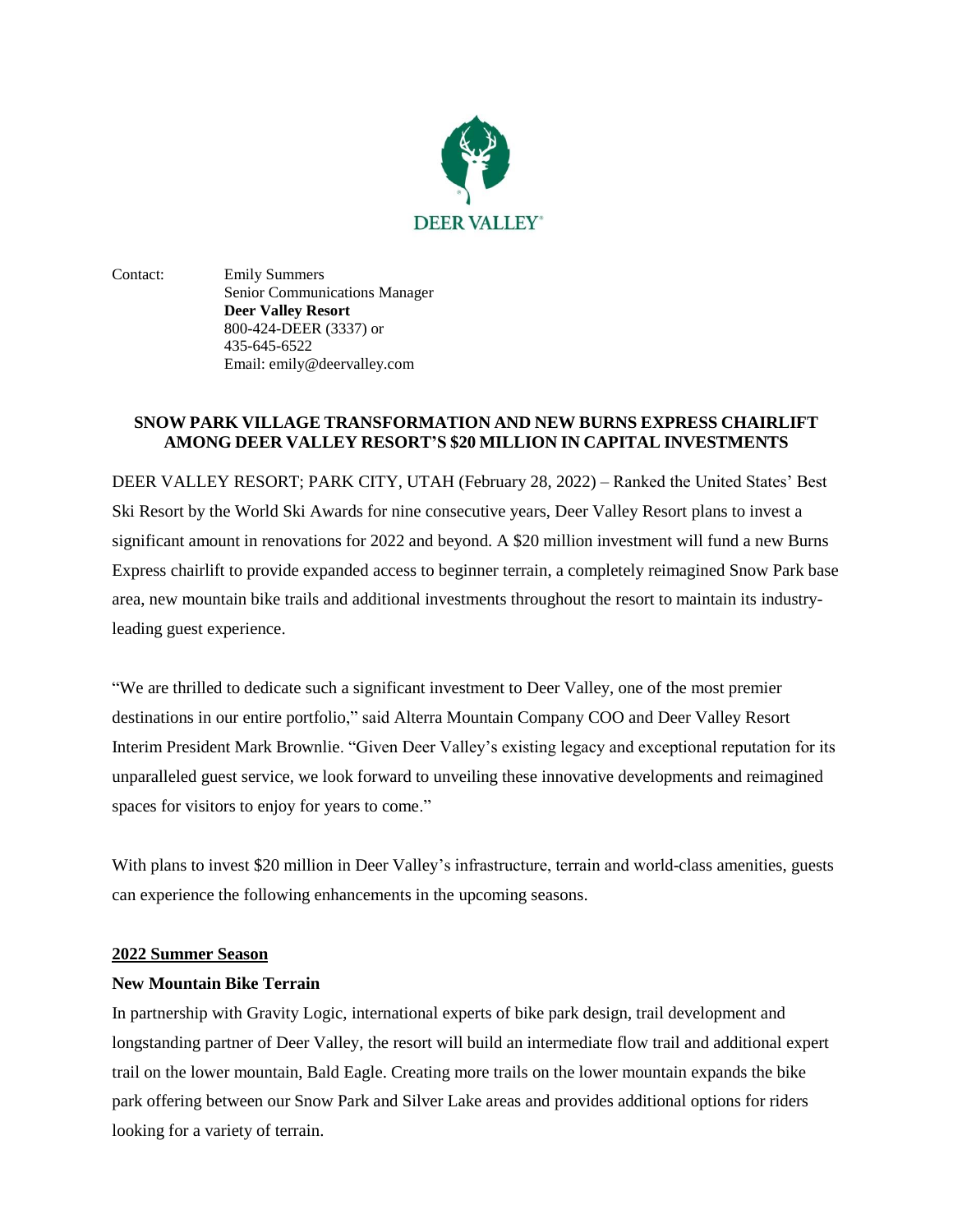DEER VALLEY®

Contact: Emily Summers
Senior Communications Manager
**Deer Valley Resort**
800-424-DEER (3337) or
435-645-6522
Email: emily@deervalley.com

**SNOW PARK VILLAGE TRANSFORMATION AND NEW BURNS EXPRESS CHAIRLIFT AMONG DEER VALLEY RESORT'S $20 MILLION IN CAPITAL INVESTMENTS**

DEER VALLEY RESORT; PARK CITY, UTAH (February 28, 2022) – Ranked the United States' Best Ski Resort by the World Ski Awards for nine consecutive years, Deer Valley Resort plans to invest a significant amount in renovations for 2022 and beyond. A $20 million investment will fund a new Burns Express chairlift to provide expanded access to beginner terrain, a completely reimagined Snow Park base area, new mountain bike trails and additional investments throughout the resort to maintain its industry-leading guest experience.

"We are thrilled to dedicate such a significant investment to Deer Valley, one of the most premier destinations in our entire portfolio," said Alterra Mountain Company COO and Deer Valley Resort Interim President Mark Brownlie. "Given Deer Valley's existing legacy and exceptional reputation for its unparalleled guest service, we look forward to unveiling these innovative developments and reimagined spaces for visitors to enjoy for years to come."

With plans to invest $20 million in Deer Valley's infrastructure, terrain and world-class amenities, guests can experience the following enhancements in the upcoming seasons.

**<u>2022 Summer Season</u>**

**New Mountain Bike Terrain**

In partnership with Gravity Logic, international experts of bike park design, trail development and longstanding partner of Deer Valley, the resort will build an intermediate flow trail and additional expert trail on the lower mountain, Bald Eagle. Creating more trails on the lower mountain expands the bike park offering between our Snow Park and Silver Lake areas and provides additional options for riders looking for a variety of terrain.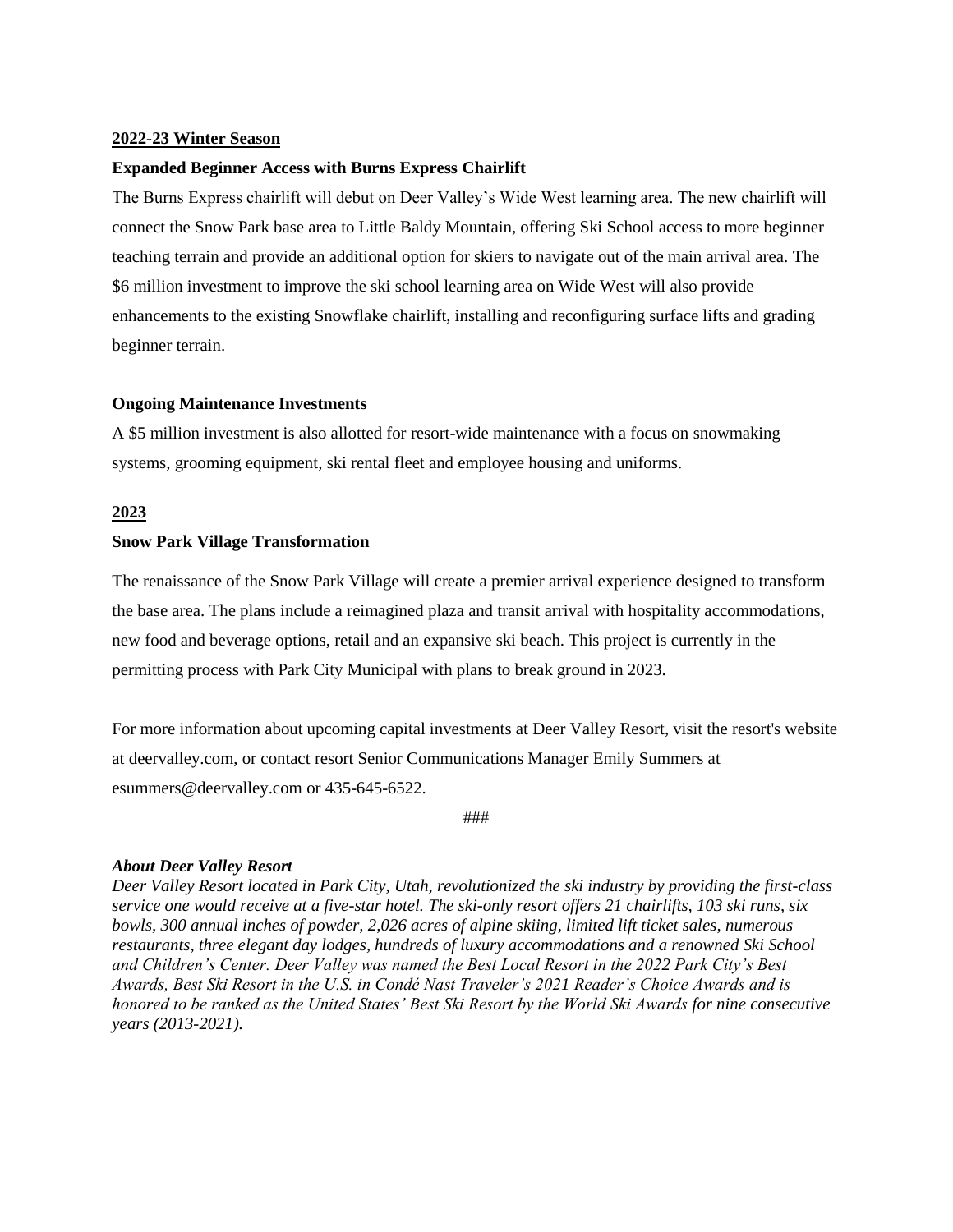**2022-23 Winter Season**

**Expanded Beginner Access with Burns Express Chairlift**

The Burns Express chairlift will debut on Deer Valley's Wide West learning area. The new chairlift will connect the Snow Park base area to Little Baldy Mountain, offering Ski School access to more beginner teaching terrain and provide an additional option for skiers to navigate out of the main arrival area. The $6 million investment to improve the ski school learning area on Wide West will also provide enhancements to the existing Snowflake chairlift, installing and reconfiguring surface lifts and grading beginner terrain.

**Ongoing Maintenance Investments**

A $5 million investment is also allotted for resort-wide maintenance with a focus on snowmaking systems, grooming equipment, ski rental fleet and employee housing and uniforms.

**2023**

**Snow Park Village Transformation**

The renaissance of the Snow Park Village will create a premier arrival experience designed to transform the base area. The plans include a reimagined plaza and transit arrival with hospitality accommodations, new food and beverage options, retail and an expansive ski beach. This project is currently in the permitting process with Park City Municipal with plans to break ground in 2023.

For more information about upcoming capital investments at Deer Valley Resort, visit the resort's website at deervalley.com, or contact resort Senior Communications Manager Emily Summers at esummers@deervalley.com or 435-645-6522.

###

***About Deer Valley Resort***

*Deer Valley Resort located in Park City, Utah, revolutionized the ski industry by providing the first-class service one would receive at a five-star hotel. The ski-only resort offers 21 chairlifts, 103 ski runs, six bowls, 300 annual inches of powder, 2,026 acres of alpine skiing, limited lift ticket sales, numerous restaurants, three elegant day lodges, hundreds of luxury accommodations and a renowned Ski School and Children's Center. Deer Valley was named the Best Local Resort in the 2022 Park City's Best Awards, Best Ski Resort in the U.S. in Condé Nast Traveler's 2021 Reader's Choice Awards and is honored to be ranked as the United States' Best Ski Resort by the World Ski Awards for nine consecutive years (2013-2021).*